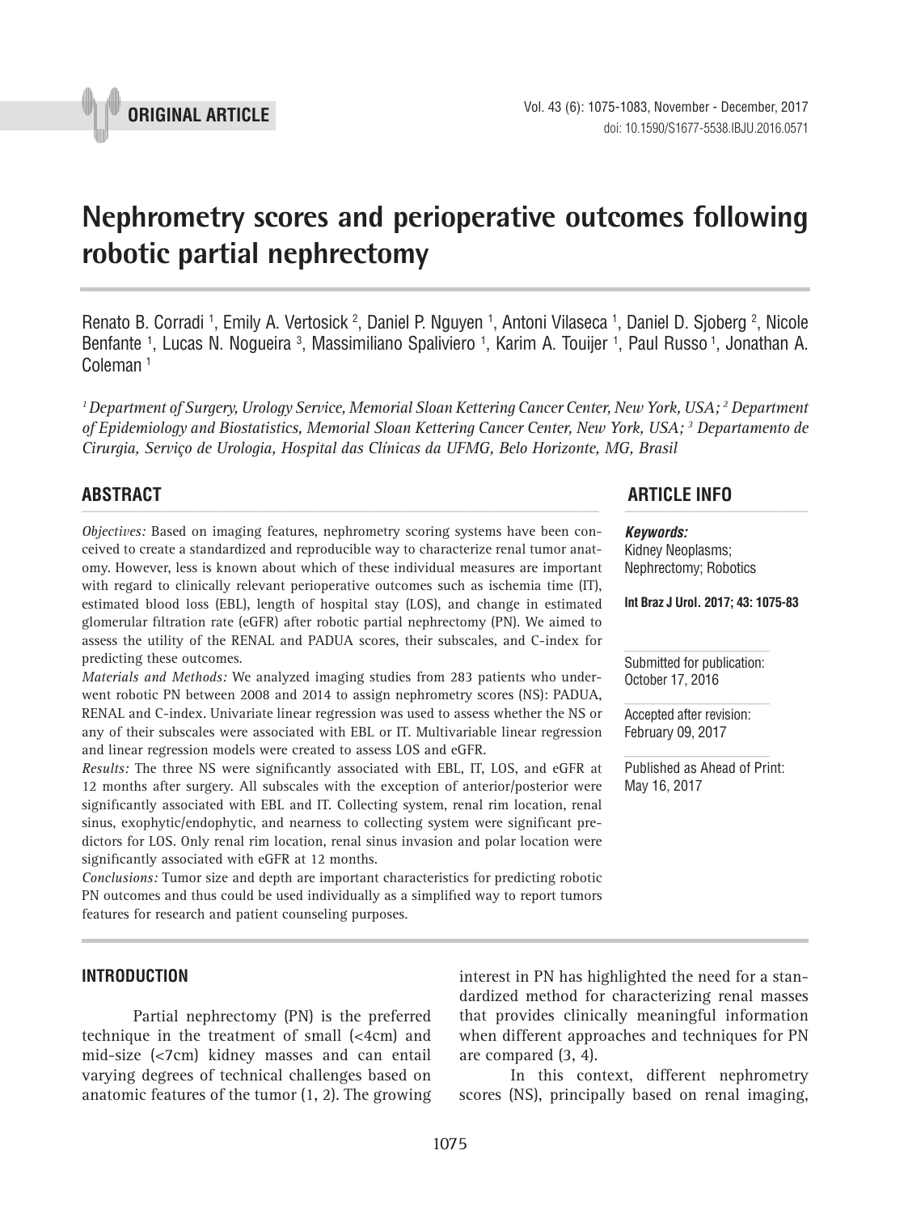ORIGINAL ARTICLE

# Nephrometry scores and perioperative outcomes following robotic partial nephrectomy

Renato B. Corradi [1], Emily A. Vertosick [2], Daniel P. Nguyen [1], Antoni Vilaseca [1], Daniel D. Sjoberg [2], Nicole Benfante [1], Lucas N. Nogueira [3], Massimiliano Spaliviero [1], Karim A. Touijer [1], Paul Russo [1], Jonathan A. Coleman [1]

*[1] Department of Surgery, Urology Service, Memorial Sloan Kettering Cancer Center, New York, USA; [2] Department of Epidemiology and Biostatistics, Memorial Sloan Kettering Cancer Center, New York, USA; [3] Departamento de Cirurgia, Serviço de Urologia, Hospital das Clínicas da UFMG, Belo Horizonte, MG, Brasil*

## ABSTRACT

*Objectives:* Based on imaging features, nephrometry scoring systems have been conceived to create a standardized and reproducible way to characterize renal tumor anatomy. However, less is known about which of these individual measures are important with regard to clinically relevant perioperative outcomes such as ischemia time (IT), estimated blood loss (EBL), length of hospital stay (LOS), and change in estimated glomerular filtration rate (eGFR) after robotic partial nephrectomy (PN). We aimed to assess the utility of the RENAL and PADUA scores, their subscales, and C-index for predicting these outcomes.

*Materials and Methods:* We analyzed imaging studies from 283 patients who underwent robotic PN between 2008 and 2014 to assign nephrometry scores (NS): PADUA, RENAL and C-index. Univariate linear regression was used to assess whether the NS or any of their subscales were associated with EBL or IT. Multivariable linear regression and linear regression models were created to assess LOS and eGFR.

*Results:* The three NS were significantly associated with EBL, IT, LOS, and eGFR at 12 months after surgery. All subscales with the exception of anterior/posterior were significantly associated with EBL and IT. Collecting system, renal rim location, renal sinus, exophytic/endophytic, and nearness to collecting system were significant predictors for LOS. Only renal rim location, renal sinus invasion and polar location were significantly associated with eGFR at 12 months.

*Conclusions:* Tumor size and depth are important characteristics for predicting robotic PN outcomes and thus could be used individually as a simplified way to report tumors features for research and patient counseling purposes.

## ARTICLE INFO

***Keywords:***
Kidney Neoplasms; Nephrectomy; Robotics

**Int Braz J Urol. 2017; 43: 1075-83**

Submitted for publication: October 17, 2016

Accepted after revision: February 09, 2017

Published as Ahead of Print: May 16, 2017

## INTRODUCTION

Partial nephrectomy (PN) is the preferred technique in the treatment of small (<4cm) and mid-size (<7cm) kidney masses and can entail varying degrees of technical challenges based on anatomic features of the tumor (1, 2). The growing interest in PN has highlighted the need for a standardized method for characterizing renal masses that provides clinically meaningful information when different approaches and techniques for PN are compared (3, 4).

In this context, different nephrometry scores (NS), principally based on renal imaging,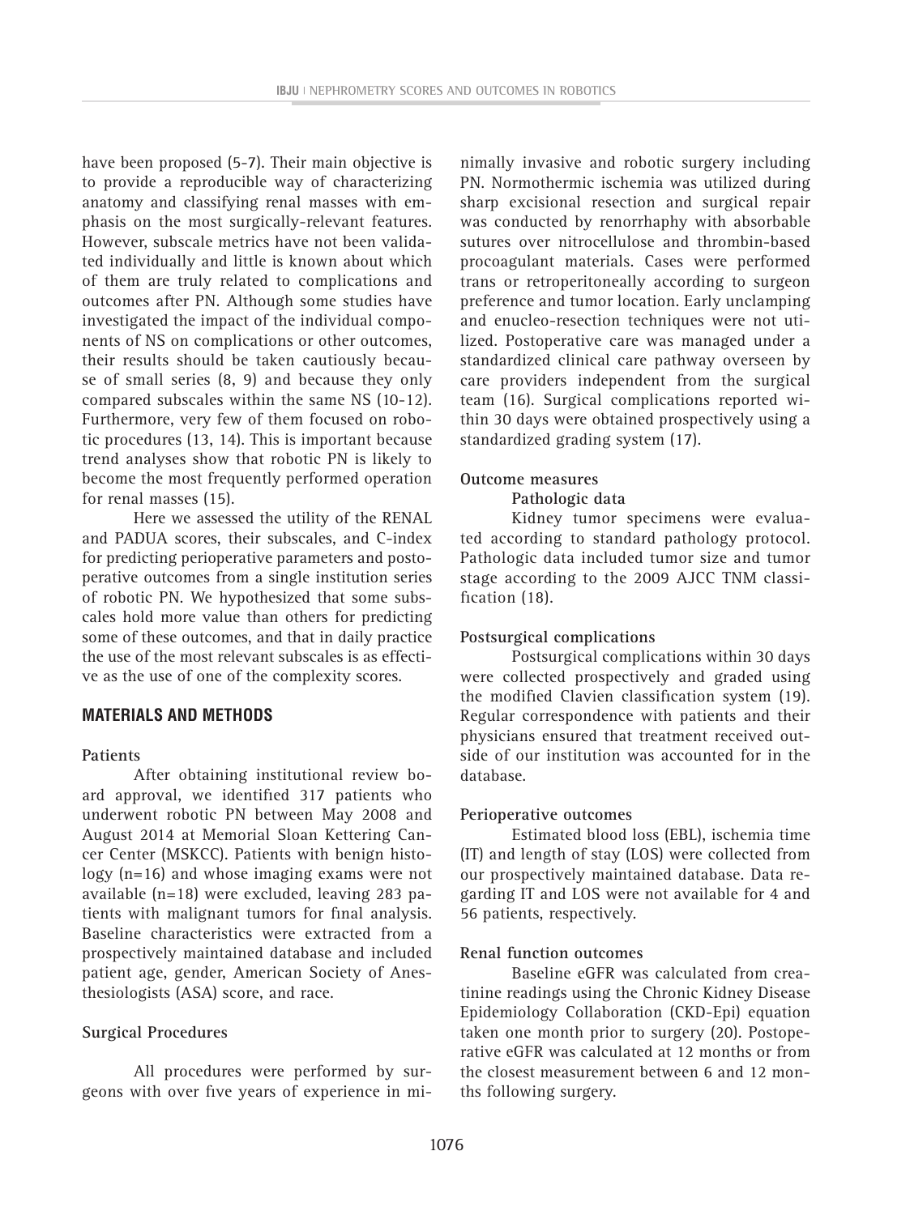have been proposed (5-7). Their main objective is to provide a reproducible way of characterizing anatomy and classifying renal masses with emphasis on the most surgically-relevant features. However, subscale metrics have not been validated individually and little is known about which of them are truly related to complications and outcomes after PN. Although some studies have investigated the impact of the individual components of NS on complications or other outcomes, their results should be taken cautiously because of small series (8, 9) and because they only compared subscales within the same NS (10-12). Furthermore, very few of them focused on robotic procedures (13, 14). This is important because trend analyses show that robotic PN is likely to become the most frequently performed operation for renal masses (15).

Here we assessed the utility of the RENAL and PADUA scores, their subscales, and C-index for predicting perioperative parameters and postoperative outcomes from a single institution series of robotic PN. We hypothesized that some subscales hold more value than others for predicting some of these outcomes, and that in daily practice the use of the most relevant subscales is as effective as the use of one of the complexity scores.

## MATERIALS AND METHODS

### Patients

After obtaining institutional review board approval, we identified 317 patients who underwent robotic PN between May 2008 and August 2014 at Memorial Sloan Kettering Cancer Center (MSKCC). Patients with benign histology (n=16) and whose imaging exams were not available (n=18) were excluded, leaving 283 patients with malignant tumors for final analysis. Baseline characteristics were extracted from a prospectively maintained database and included patient age, gender, American Society of Anesthesiologists (ASA) score, and race.

### Surgical Procedures

All procedures were performed by surgeons with over five years of experience in minimally invasive and robotic surgery including PN. Normothermic ischemia was utilized during sharp excisional resection and surgical repair was conducted by renorrhaphy with absorbable sutures over nitrocellulose and thrombin-based procoagulant materials. Cases were performed trans or retroperitoneally according to surgeon preference and tumor location. Early unclamping and enucleo-resection techniques were not utilized. Postoperative care was managed under a standardized clinical care pathway overseen by care providers independent from the surgical team (16). Surgical complications reported within 30 days were obtained prospectively using a standardized grading system (17).

### Outcome measures

#### Pathologic data

Kidney tumor specimens were evaluated according to standard pathology protocol. Pathologic data included tumor size and tumor stage according to the 2009 AJCC TNM classification (18).

### Postsurgical complications

Postsurgical complications within 30 days were collected prospectively and graded using the modified Clavien classification system (19). Regular correspondence with patients and their physicians ensured that treatment received outside of our institution was accounted for in the database.

### Perioperative outcomes

Estimated blood loss (EBL), ischemia time (IT) and length of stay (LOS) were collected from our prospectively maintained database. Data regarding IT and LOS were not available for 4 and 56 patients, respectively.

### Renal function outcomes

Baseline eGFR was calculated from creatinine readings using the Chronic Kidney Disease Epidemiology Collaboration (CKD-Epi) equation taken one month prior to surgery (20). Postoperative eGFR was calculated at 12 months or from the closest measurement between 6 and 12 months following surgery.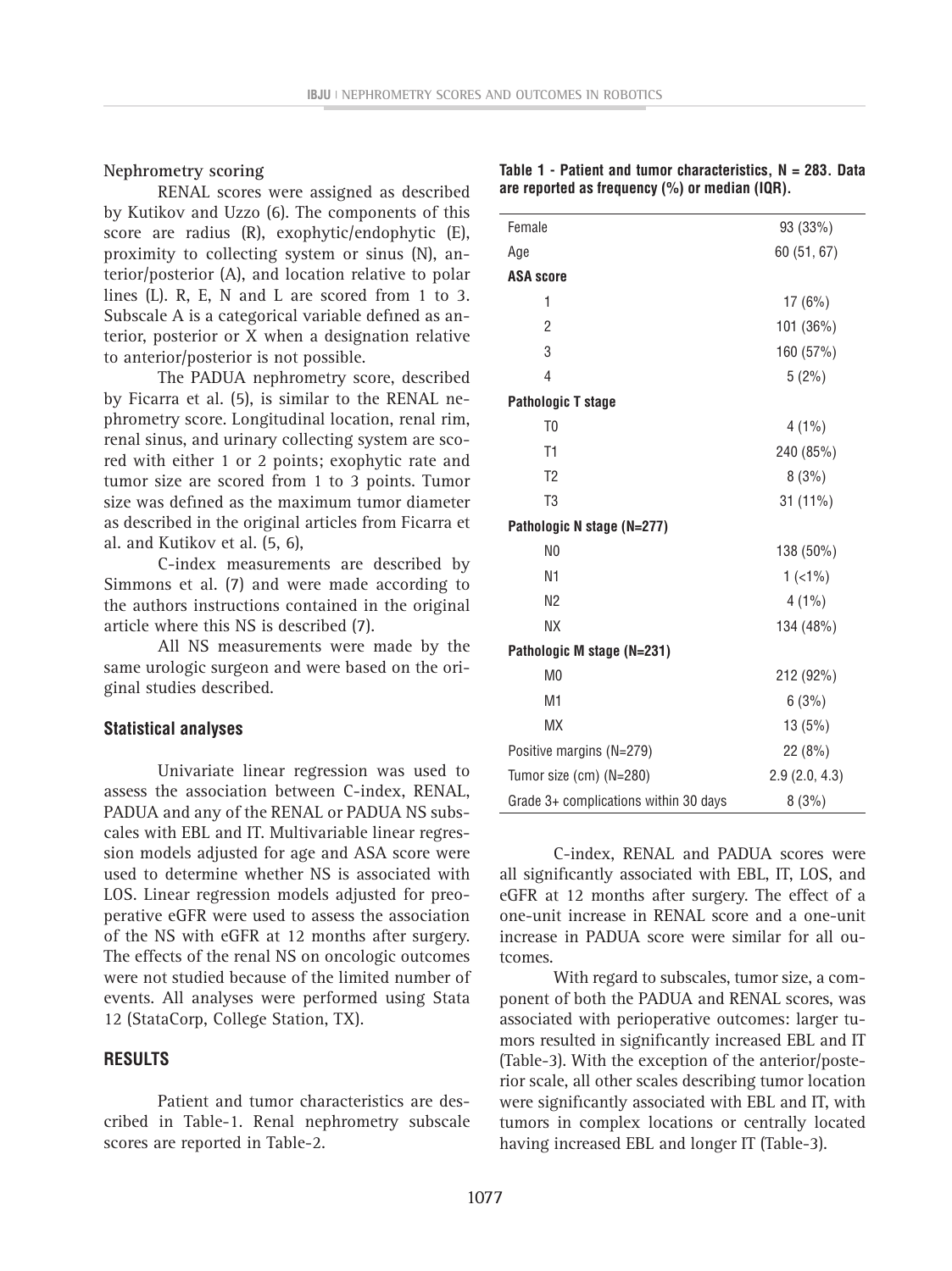**Nephrometry scoring**

RENAL scores were assigned as described by Kutikov and Uzzo (6). The components of this score are radius (R), exophytic/endophytic (E), proximity to collecting system or sinus (N), anterior/posterior (A), and location relative to polar lines (L). R, E, N and L are scored from 1 to 3. Subscale A is a categorical variable defined as anterior, posterior or X when a designation relative to anterior/posterior is not possible.

The PADUA nephrometry score, described by Ficarra et al. (5), is similar to the RENAL nephrometry score. Longitudinal location, renal rim, renal sinus, and urinary collecting system are scored with either 1 or 2 points; exophytic rate and tumor size are scored from 1 to 3 points. Tumor size was defined as the maximum tumor diameter as described in the original articles from Ficarra et al. and Kutikov et al. (5, 6),

C-index measurements are described by Simmons et al. (7) and were made according to the authors instructions contained in the original article where this NS is described (7).

All NS measurements were made by the same urologic surgeon and were based on the original studies described.

## Statistical analyses

Univariate linear regression was used to assess the association between C-index, RENAL, PADUA and any of the RENAL or PADUA NS subscales with EBL and IT. Multivariable linear regression models adjusted for age and ASA score were used to determine whether NS is associated with LOS. Linear regression models adjusted for preoperative eGFR were used to assess the association of the NS with eGFR at 12 months after surgery. The effects of the renal NS on oncologic outcomes were not studied because of the limited number of events. All analyses were performed using Stata 12 (StataCorp, College Station, TX).

## RESULTS

Patient and tumor characteristics are described in Table-1. Renal nephrometry subscale scores are reported in Table-2.

**Table 1 - Patient and tumor characteristics, N = 283. Data are reported as frequency (%) or median (IQR).**

| | |
|---|---|
| Female | 93 (33%) |
| Age | 60 (51, 67) |
| **ASA score** | |
| 1 | 17 (6%) |
| 2 | 101 (36%) |
| 3 | 160 (57%) |
| 4 | 5 (2%) |
| **Pathologic T stage** | |
| T0 | 4 (1%) |
| T1 | 240 (85%) |
| T2 | 8 (3%) |
| T3 | 31 (11%) |
| **Pathologic N stage (N=277)** | |
| N0 | 138 (50%) |
| N1 | 1 (<1%) |
| N2 | 4 (1%) |
| NX | 134 (48%) |
| **Pathologic M stage (N=231)** | |
| M0 | 212 (92%) |
| M1 | 6 (3%) |
| MX | 13 (5%) |
| Positive margins (N=279) | 22 (8%) |
| Tumor size (cm) (N=280) | 2.9 (2.0, 4.3) |
| Grade 3+ complications within 30 days | 8 (3%) |

C-index, RENAL and PADUA scores were all significantly associated with EBL, IT, LOS, and eGFR at 12 months after surgery. The effect of a one-unit increase in RENAL score and a one-unit increase in PADUA score were similar for all outcomes.

With regard to subscales, tumor size, a component of both the PADUA and RENAL scores, was associated with perioperative outcomes: larger tumors resulted in significantly increased EBL and IT (Table-3). With the exception of the anterior/posterior scale, all other scales describing tumor location were significantly associated with EBL and IT, with tumors in complex locations or centrally located having increased EBL and longer IT (Table-3).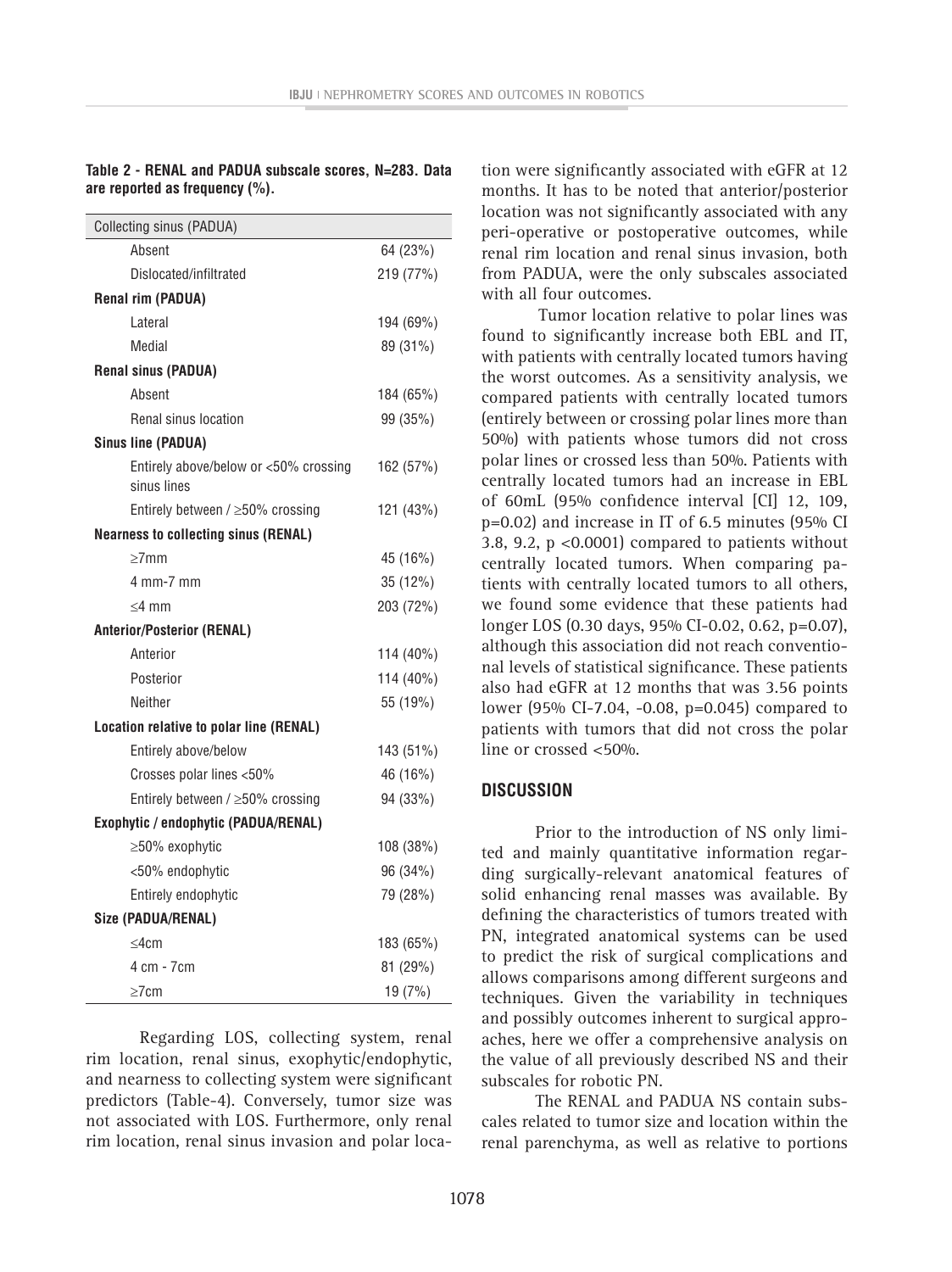**Table 2 - RENAL and PADUA subscale scores, N=283. Data are reported as frequency (%).**

| | |
|---|---|
| **Collecting sinus (PADUA)** | |
| Absent | 64 (23%) |
| Dislocated/infiltrated | 219 (77%) |
| **Renal rim (PADUA)** | |
| Lateral | 194 (69%) |
| Medial | 89 (31%) |
| **Renal sinus (PADUA)** | |
| Absent | 184 (65%) |
| Renal sinus location | 99 (35%) |
| **Sinus line (PADUA)** | |
| Entirely above/below or <50% crossing sinus lines | 162 (57%) |
| Entirely between / ≥50% crossing | 121 (43%) |
| **Nearness to collecting sinus (RENAL)** | |
| ≥7mm | 45 (16%) |
| 4 mm-7 mm | 35 (12%) |
| ≤4 mm | 203 (72%) |
| **Anterior/Posterior (RENAL)** | |
| Anterior | 114 (40%) |
| Posterior | 114 (40%) |
| Neither | 55 (19%) |
| **Location relative to polar line (RENAL)** | |
| Entirely above/below | 143 (51%) |
| Crosses polar lines <50% | 46 (16%) |
| Entirely between / ≥50% crossing | 94 (33%) |
| **Exophytic / endophytic (PADUA/RENAL)** | |
| ≥50% exophytic | 108 (38%) |
| <50% endophytic | 96 (34%) |
| Entirely endophytic | 79 (28%) |
| **Size (PADUA/RENAL)** | |
| ≤4cm | 183 (65%) |
| 4 cm - 7cm | 81 (29%) |
| ≥7cm | 19 (7%) |

Regarding LOS, collecting system, renal rim location, renal sinus, exophytic/endophytic, and nearness to collecting system were significant predictors (Table-4). Conversely, tumor size was not associated with LOS. Furthermore, only renal rim location, renal sinus invasion and polar location were significantly associated with eGFR at 12 months. It has to be noted that anterior/posterior location was not significantly associated with any peri-operative or postoperative outcomes, while renal rim location and renal sinus invasion, both from PADUA, were the only subscales associated with all four outcomes.

Tumor location relative to polar lines was found to significantly increase both EBL and IT, with patients with centrally located tumors having the worst outcomes. As a sensitivity analysis, we compared patients with centrally located tumors (entirely between or crossing polar lines more than 50%) with patients whose tumors did not cross polar lines or crossed less than 50%. Patients with centrally located tumors had an increase in EBL of 60mL (95% confidence interval [CI] 12, 109, $p=0.02$) and increase in IT of 6.5 minutes (95% CI 3.8, 9.2, $p<0.0001$) compared to patients without centrally located tumors. When comparing patients with centrally located tumors to all others, we found some evidence that these patients had longer LOS (0.30 days, 95% CI-0.02, 0.62, $p=0.07$), although this association did not reach conventional levels of statistical significance. These patients also had eGFR at 12 months that was 3.56 points lower (95% CI-7.04, -0.08, $p=0.045$) compared to patients with tumors that did not cross the polar line or crossed <50%.

## DISCUSSION

Prior to the introduction of NS only limited and mainly quantitative information regarding surgically-relevant anatomical features of solid enhancing renal masses was available. By defining the characteristics of tumors treated with PN, integrated anatomical systems can be used to predict the risk of surgical complications and allows comparisons among different surgeons and techniques. Given the variability in techniques and possibly outcomes inherent to surgical approaches, here we offer a comprehensive analysis on the value of all previously described NS and their subscales for robotic PN.

The RENAL and PADUA NS contain subscales related to tumor size and location within the renal parenchyma, as well as relative to portions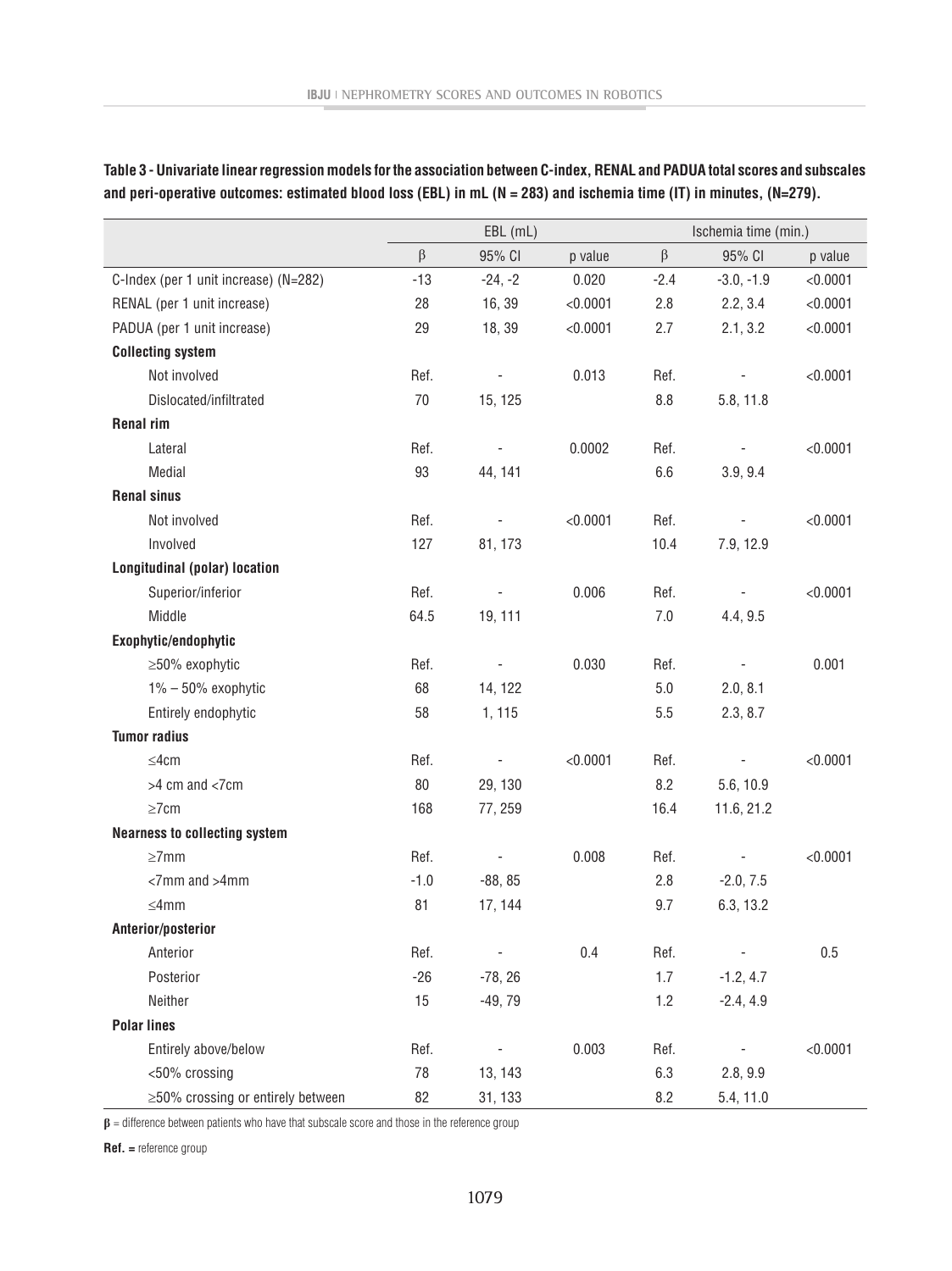**Table 3 - Univariate linear regression models for the association between C-index, RENAL and PADUA total scores and subscales and peri-operative outcomes: estimated blood loss (EBL) in mL (N = 283) and ischemia time (IT) in minutes, (N=279).**

| | EBL (mL) | | | Ischemia time (min.) | | |
|---|---|---|---|---|---|---|
| | β | 95% CI | p value | β | 95% CI | p value |
| C-Index (per 1 unit increase) (N=282) | -13 | -24, -2 | 0.020 | -2.4 | -3.0, -1.9 | <0.0001 |
| RENAL (per 1 unit increase) | 28 | 16, 39 | <0.0001 | 2.8 | 2.2, 3.4 | <0.0001 |
| PADUA (per 1 unit increase) | 29 | 18, 39 | <0.0001 | 2.7 | 2.1, 3.2 | <0.0001 |
| **Collecting system** | | | | | | |
| Not involved | Ref. | - | 0.013 | Ref. | - | <0.0001 |
| Dislocated/infiltrated | 70 | 15, 125 | | 8.8 | 5.8, 11.8 | |
| **Renal rim** | | | | | | |
| Lateral | Ref. | - | 0.0002 | Ref. | - | <0.0001 |
| Medial | 93 | 44, 141 | | 6.6 | 3.9, 9.4 | |
| **Renal sinus** | | | | | | |
| Not involved | Ref. | - | <0.0001 | Ref. | - | <0.0001 |
| Involved | 127 | 81, 173 | | 10.4 | 7.9, 12.9 | |
| **Longitudinal (polar) location** | | | | | | |
| Superior/inferior | Ref. | - | 0.006 | Ref. | - | <0.0001 |
| Middle | 64.5 | 19, 111 | | 7.0 | 4.4, 9.5 | |
| **Exophytic/endophytic** | | | | | | |
| ≥50% exophytic | Ref. | - | 0.030 | Ref. | - | 0.001 |
| 1% – 50% exophytic | 68 | 14, 122 | | 5.0 | 2.0, 8.1 | |
| Entirely endophytic | 58 | 1, 115 | | 5.5 | 2.3, 8.7 | |
| **Tumor radius** | | | | | | |
| ≤4cm | Ref. | - | <0.0001 | Ref. | - | <0.0001 |
| >4 cm and <7cm | 80 | 29, 130 | | 8.2 | 5.6, 10.9 | |
| ≥7cm | 168 | 77, 259 | | 16.4 | 11.6, 21.2 | |
| **Nearness to collecting system** | | | | | | |
| ≥7mm | Ref. | - | 0.008 | Ref. | - | <0.0001 |
| <7mm and >4mm | -1.0 | -88, 85 | | 2.8 | -2.0, 7.5 | |
| ≤4mm | 81 | 17, 144 | | 9.7 | 6.3, 13.2 | |
| **Anterior/posterior** | | | | | | |
| Anterior | Ref. | - | 0.4 | Ref. | - | 0.5 |
| Posterior | -26 | -78, 26 | | 1.7 | -1.2, 4.7 | |
| Neither | 15 | -49, 79 | | 1.2 | -2.4, 4.9 | |
| **Polar lines** | | | | | | |
| Entirely above/below | Ref. | - | 0.003 | Ref. | - | <0.0001 |
| <50% crossing | 78 | 13, 143 | | 6.3 | 2.8, 9.9 | |
| ≥50% crossing or entirely between | 82 | 31, 133 | | 8.2 | 5.4, 11.0 | |

**β** = difference between patients who have that subscale score and those in the reference group

**Ref. =** reference group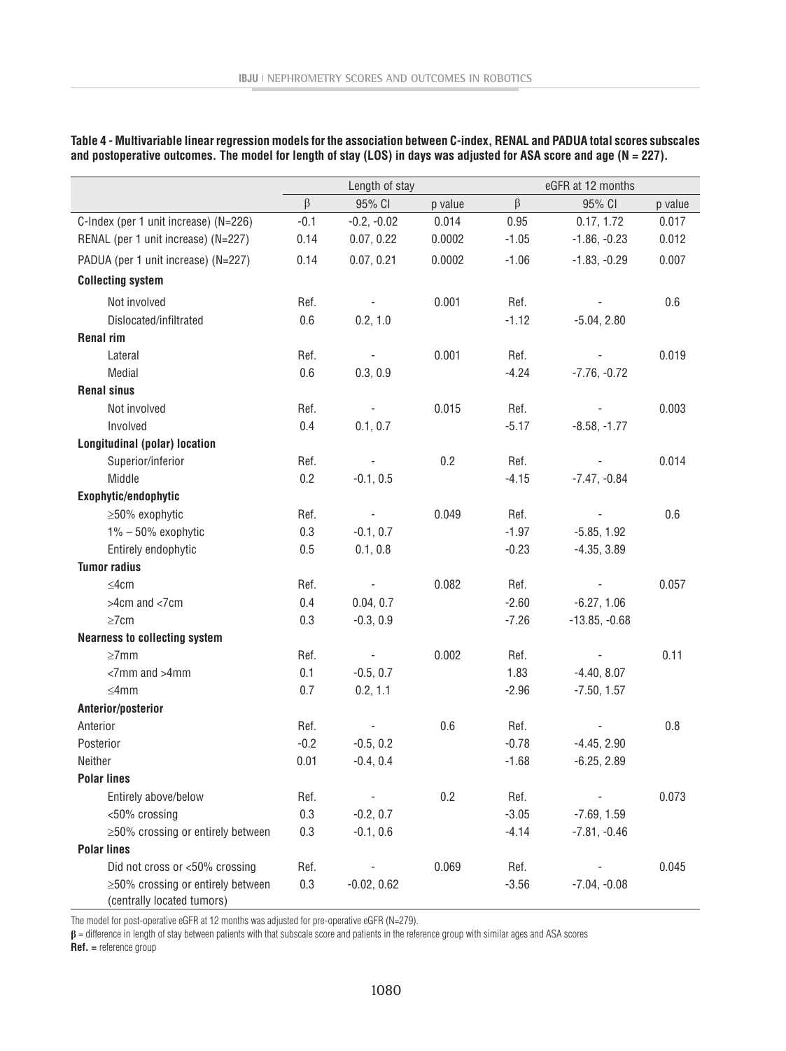**Table 4 - Multivariable linear regression models for the association between C-index, RENAL and PADUA total scores subscales and postoperative outcomes. The model for length of stay (LOS) in days was adjusted for ASA score and age (N = 227).**

| | Length of stay | | | eGFR at 12 months | | |
|---|---|---|---|---|---|---|
| | β | 95% CI | p value | β | 95% CI | p value |
| C-Index (per 1 unit increase) (N=226) | -0.1 | -0.2, -0.02 | 0.014 | 0.95 | 0.17, 1.72 | 0.017 |
| RENAL (per 1 unit increase) (N=227) | 0.14 | 0.07, 0.22 | 0.0002 | -1.05 | -1.86, -0.23 | 0.012 |
| PADUA (per 1 unit increase) (N=227) | 0.14 | 0.07, 0.21 | 0.0002 | -1.06 | -1.83, -0.29 | 0.007 |
| **Collecting system** | | | | | | |
| Not involved | Ref. | - | 0.001 | Ref. | - | 0.6 |
| Dislocated/infiltrated | 0.6 | 0.2, 1.0 | | -1.12 | -5.04, 2.80 | |
| **Renal rim** | | | | | | |
| Lateral | Ref. | - | 0.001 | Ref. | - | 0.019 |
| Medial | 0.6 | 0.3, 0.9 | | -4.24 | -7.76, -0.72 | |
| **Renal sinus** | | | | | | |
| Not involved | Ref. | - | 0.015 | Ref. | - | 0.003 |
| Involved | 0.4 | 0.1, 0.7 | | -5.17 | -8.58, -1.77 | |
| **Longitudinal (polar) location** | | | | | | |
| Superior/inferior | Ref. | - | 0.2 | Ref. | - | 0.014 |
| Middle | 0.2 | -0.1, 0.5 | | -4.15 | -7.47, -0.84 | |
| **Exophytic/endophytic** | | | | | | |
| ≥50% exophytic | Ref. | - | 0.049 | Ref. | - | 0.6 |
| 1% – 50% exophytic | 0.3 | -0.1, 0.7 | | -1.97 | -5.85, 1.92 | |
| Entirely endophytic | 0.5 | 0.1, 0.8 | | -0.23 | -4.35, 3.89 | |
| **Tumor radius** | | | | | | |
| ≤4cm | Ref. | - | 0.082 | Ref. | - | 0.057 |
| >4cm and <7cm | 0.4 | 0.04, 0.7 | | -2.60 | -6.27, 1.06 | |
| ≥7cm | 0.3 | -0.3, 0.9 | | -7.26 | -13.85, -0.68 | |
| **Nearness to collecting system** | | | | | | |
| ≥7mm | Ref. | - | 0.002 | Ref. | - | 0.11 |
| <7mm and >4mm | 0.1 | -0.5, 0.7 | | 1.83 | -4.40, 8.07 | |
| ≤4mm | 0.7 | 0.2, 1.1 | | -2.96 | -7.50, 1.57 | |
| **Anterior/posterior** | | | | | | |
| Anterior | Ref. | - | 0.6 | Ref. | - | 0.8 |
| Posterior | -0.2 | -0.5, 0.2 | | -0.78 | -4.45, 2.90 | |
| Neither | 0.01 | -0.4, 0.4 | | -1.68 | -6.25, 2.89 | |
| **Polar lines** | | | | | | |
| Entirely above/below | Ref. | - | 0.2 | Ref. | - | 0.073 |
| <50% crossing | 0.3 | -0.2, 0.7 | | -3.05 | -7.69, 1.59 | |
| ≥50% crossing or entirely between | 0.3 | -0.1, 0.6 | | -4.14 | -7.81, -0.46 | |
| **Polar lines** | | | | | | |
| Did not cross or <50% crossing | Ref. | - | 0.069 | Ref. | - | 0.045 |
| ≥50% crossing or entirely between (centrally located tumors) | 0.3 | -0.02, 0.62 | | -3.56 | -7.04, -0.08 | |

The model for post-operative eGFR at 12 months was adjusted for pre-operative eGFR (N=279).

**β** = difference in length of stay between patients with that subscale score and patients in the reference group with similar ages and ASA scores

**Ref. =** reference group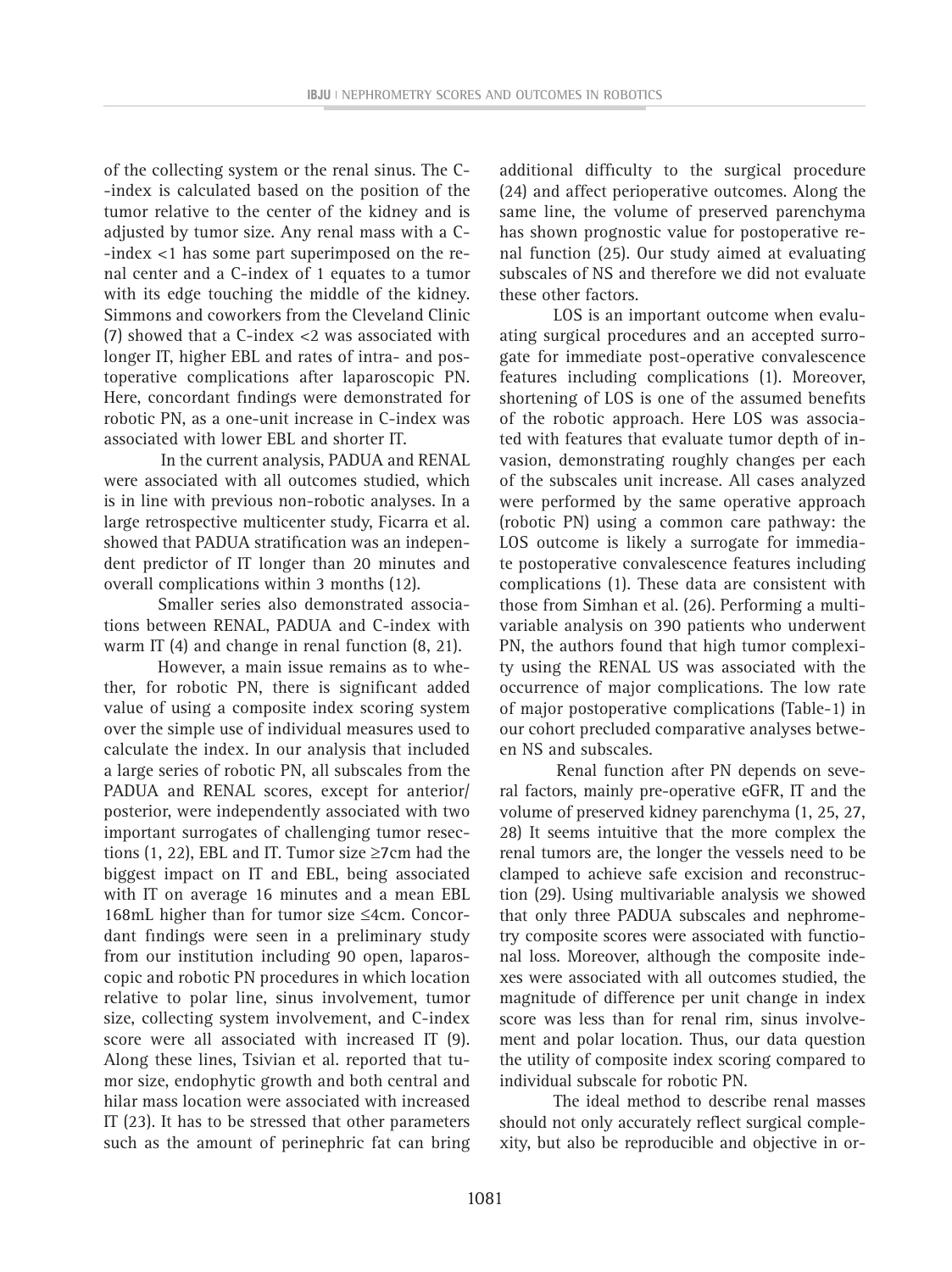of the collecting system or the renal sinus. The C-index is calculated based on the position of the tumor relative to the center of the kidney and is adjusted by tumor size. Any renal mass with a C-index <1 has some part superimposed on the renal center and a C-index of 1 equates to a tumor with its edge touching the middle of the kidney. Simmons and coworkers from the Cleveland Clinic (7) showed that a C-index <2 was associated with longer IT, higher EBL and rates of intra- and postoperative complications after laparoscopic PN. Here, concordant findings were demonstrated for robotic PN, as a one-unit increase in C-index was associated with lower EBL and shorter IT.

In the current analysis, PADUA and RENAL were associated with all outcomes studied, which is in line with previous non-robotic analyses. In a large retrospective multicenter study, Ficarra et al. showed that PADUA stratification was an independent predictor of IT longer than 20 minutes and overall complications within 3 months (12).

Smaller series also demonstrated associations between RENAL, PADUA and C-index with warm IT (4) and change in renal function (8, 21).

However, a main issue remains as to whether, for robotic PN, there is significant added value of using a composite index scoring system over the simple use of individual measures used to calculate the index. In our analysis that included a large series of robotic PN, all subscales from the PADUA and RENAL scores, except for anterior/posterior, were independently associated with two important surrogates of challenging tumor resections (1, 22), EBL and IT. Tumor size ≥7cm had the biggest impact on IT and EBL, being associated with IT on average 16 minutes and a mean EBL 168mL higher than for tumor size ≤4cm. Concordant findings were seen in a preliminary study from our institution including 90 open, laparoscopic and robotic PN procedures in which location relative to polar line, sinus involvement, tumor size, collecting system involvement, and C-index score were all associated with increased IT (9). Along these lines, Tsivian et al. reported that tumor size, endophytic growth and both central and hilar mass location were associated with increased IT (23). It has to be stressed that other parameters such as the amount of perinephric fat can bring additional difficulty to the surgical procedure (24) and affect perioperative outcomes. Along the same line, the volume of preserved parenchyma has shown prognostic value for postoperative renal function (25). Our study aimed at evaluating subscales of NS and therefore we did not evaluate these other factors.

LOS is an important outcome when evaluating surgical procedures and an accepted surrogate for immediate post-operative convalescence features including complications (1). Moreover, shortening of LOS is one of the assumed benefits of the robotic approach. Here LOS was associated with features that evaluate tumor depth of invasion, demonstrating roughly changes per each of the subscales unit increase. All cases analyzed were performed by the same operative approach (robotic PN) using a common care pathway: the LOS outcome is likely a surrogate for immediate postoperative convalescence features including complications (1). These data are consistent with those from Simhan et al. (26). Performing a multivariable analysis on 390 patients who underwent PN, the authors found that high tumor complexity using the RENAL US was associated with the occurrence of major complications. The low rate of major postoperative complications (Table-1) in our cohort precluded comparative analyses between NS and subscales.

Renal function after PN depends on several factors, mainly pre-operative eGFR, IT and the volume of preserved kidney parenchyma (1, 25, 27, 28) It seems intuitive that the more complex the renal tumors are, the longer the vessels need to be clamped to achieve safe excision and reconstruction (29). Using multivariable analysis we showed that only three PADUA subscales and nephrometry composite scores were associated with functional loss. Moreover, although the composite indexes were associated with all outcomes studied, the magnitude of difference per unit change in index score was less than for renal rim, sinus involvement and polar location. Thus, our data question the utility of composite index scoring compared to individual subscale for robotic PN.

The ideal method to describe renal masses should not only accurately reflect surgical complexity, but also be reproducible and objective in or-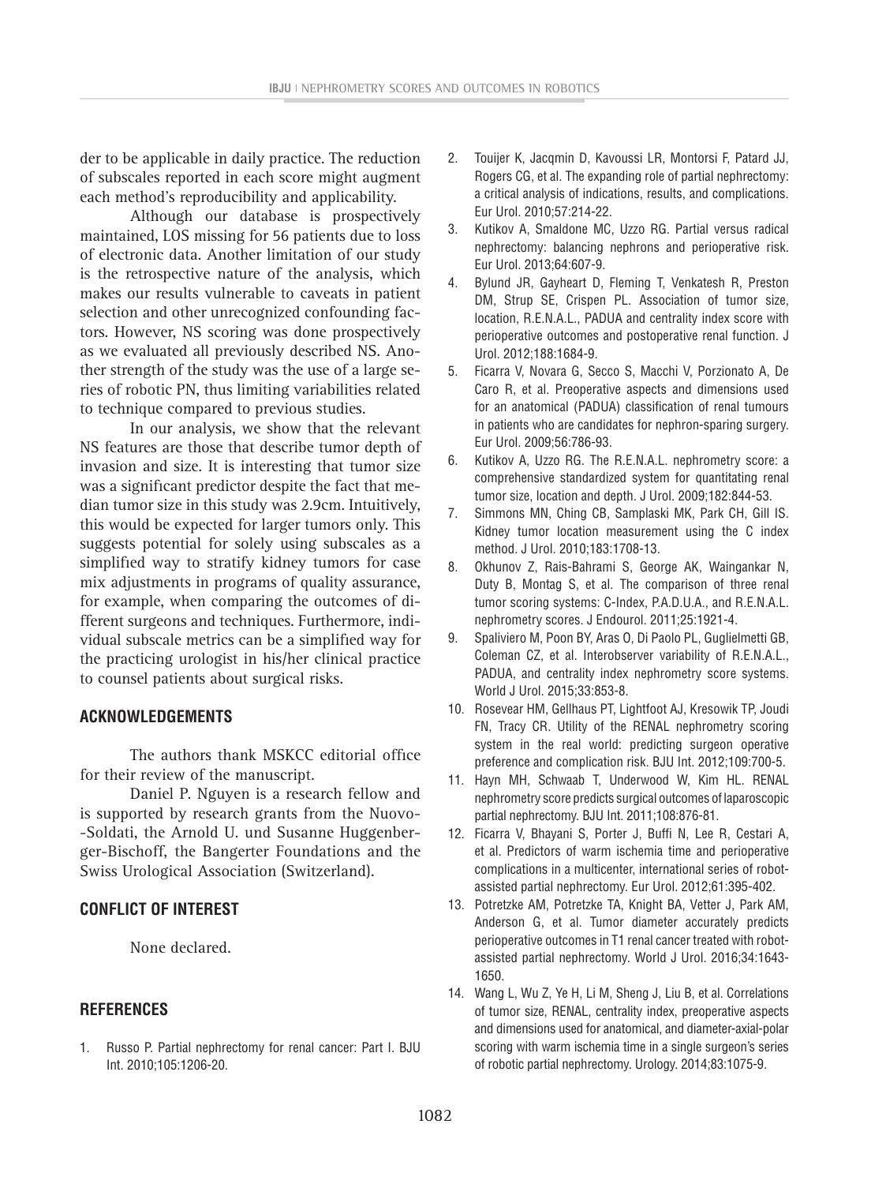der to be applicable in daily practice. The reduction of subscales reported in each score might augment each method's reproducibility and applicability.

Although our database is prospectively maintained, LOS missing for 56 patients due to loss of electronic data. Another limitation of our study is the retrospective nature of the analysis, which makes our results vulnerable to caveats in patient selection and other unrecognized confounding factors. However, NS scoring was done prospectively as we evaluated all previously described NS. Another strength of the study was the use of a large series of robotic PN, thus limiting variabilities related to technique compared to previous studies.

In our analysis, we show that the relevant NS features are those that describe tumor depth of invasion and size. It is interesting that tumor size was a significant predictor despite the fact that median tumor size in this study was 2.9cm. Intuitively, this would be expected for larger tumors only. This suggests potential for solely using subscales as a simplified way to stratify kidney tumors for case mix adjustments in programs of quality assurance, for example, when comparing the outcomes of different surgeons and techniques. Furthermore, individual subscale metrics can be a simplified way for the practicing urologist in his/her clinical practice to counsel patients about surgical risks.

## ACKNOWLEDGEMENTS

The authors thank MSKCC editorial office for their review of the manuscript.

Daniel P. Nguyen is a research fellow and is supported by research grants from the Nuovo--Soldati, the Arnold U. und Susanne Huggenberger-Bischoff, the Bangerter Foundations and the Swiss Urological Association (Switzerland).

## CONFLICT OF INTEREST

None declared.

## REFERENCES

1. Russo P. Partial nephrectomy for renal cancer: Part I. BJU Int. 2010;105:1206-20.
2. Touijer K, Jacqmin D, Kavoussi LR, Montorsi F, Patard JJ, Rogers CG, et al. The expanding role of partial nephrectomy: a critical analysis of indications, results, and complications. Eur Urol. 2010;57:214-22.
3. Kutikov A, Smaldone MC, Uzzo RG. Partial versus radical nephrectomy: balancing nephrons and perioperative risk. Eur Urol. 2013;64:607-9.
4. Bylund JR, Gayheart D, Fleming T, Venkatesh R, Preston DM, Strup SE, Crispen PL. Association of tumor size, location, R.E.N.A.L., PADUA and centrality index score with perioperative outcomes and postoperative renal function. J Urol. 2012;188:1684-9.
5. Ficarra V, Novara G, Secco S, Macchi V, Porzionato A, De Caro R, et al. Preoperative aspects and dimensions used for an anatomical (PADUA) classification of renal tumours in patients who are candidates for nephron-sparing surgery. Eur Urol. 2009;56:786-93.
6. Kutikov A, Uzzo RG. The R.E.N.A.L. nephrometry score: a comprehensive standardized system for quantitating renal tumor size, location and depth. J Urol. 2009;182:844-53.
7. Simmons MN, Ching CB, Samplaski MK, Park CH, Gill IS. Kidney tumor location measurement using the C index method. J Urol. 2010;183:1708-13.
8. Okhunov Z, Rais-Bahrami S, George AK, Waingankar N, Duty B, Montag S, et al. The comparison of three renal tumor scoring systems: C-Index, P.A.D.U.A., and R.E.N.A.L. nephrometry scores. J Endourol. 2011;25:1921-4.
9. Spaliviero M, Poon BY, Aras O, Di Paolo PL, Guglielmetti GB, Coleman CZ, et al. Interobserver variability of R.E.N.A.L., PADUA, and centrality index nephrometry score systems. World J Urol. 2015;33:853-8.
10. Rosevear HM, Gellhaus PT, Lightfoot AJ, Kresowik TP, Joudi FN, Tracy CR. Utility of the RENAL nephrometry scoring system in the real world: predicting surgeon operative preference and complication risk. BJU Int. 2012;109:700-5.
11. Hayn MH, Schwaab T, Underwood W, Kim HL. RENAL nephrometry score predicts surgical outcomes of laparoscopic partial nephrectomy. BJU Int. 2011;108:876-81.
12. Ficarra V, Bhayani S, Porter J, Buffi N, Lee R, Cestari A, et al. Predictors of warm ischemia time and perioperative complications in a multicenter, international series of robot-assisted partial nephrectomy. Eur Urol. 2012;61:395-402.
13. Potretzke AM, Potretzke TA, Knight BA, Vetter J, Park AM, Anderson G, et al. Tumor diameter accurately predicts perioperative outcomes in T1 renal cancer treated with robot-assisted partial nephrectomy. World J Urol. 2016;34:1643-1650.
14. Wang L, Wu Z, Ye H, Li M, Sheng J, Liu B, et al. Correlations of tumor size, RENAL, centrality index, preoperative aspects and dimensions used for anatomical, and diameter-axial-polar scoring with warm ischemia time in a single surgeon's series of robotic partial nephrectomy. Urology. 2014;83:1075-9.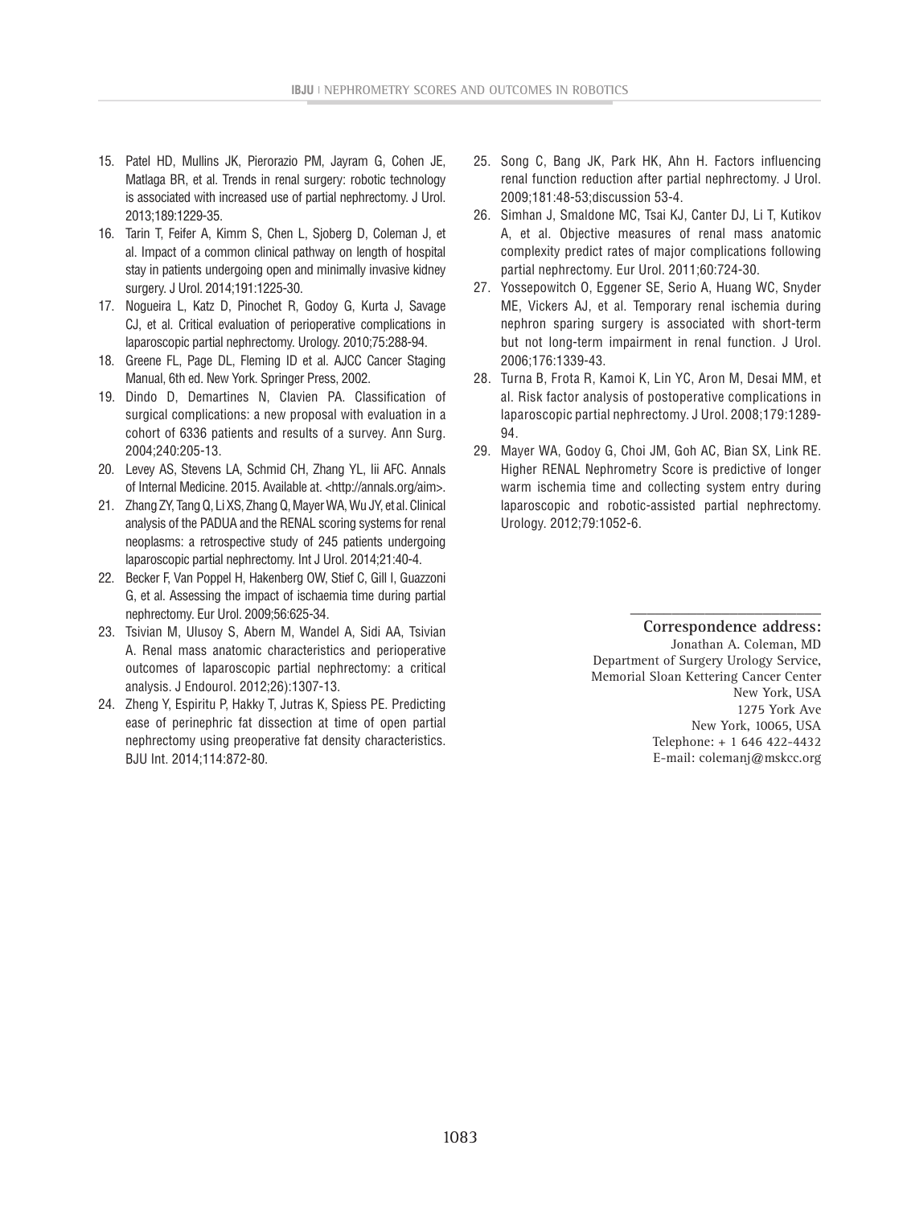15. Patel HD, Mullins JK, Pierorazio PM, Jayram G, Cohen JE, Matlaga BR, et al. Trends in renal surgery: robotic technology is associated with increased use of partial nephrectomy. J Urol. 2013;189:1229-35.
16. Tarin T, Feifer A, Kimm S, Chen L, Sjoberg D, Coleman J, et al. Impact of a common clinical pathway on length of hospital stay in patients undergoing open and minimally invasive kidney surgery. J Urol. 2014;191:1225-30.
17. Nogueira L, Katz D, Pinochet R, Godoy G, Kurta J, Savage CJ, et al. Critical evaluation of perioperative complications in laparoscopic partial nephrectomy. Urology. 2010;75:288-94.
18. Greene FL, Page DL, Fleming ID et al. AJCC Cancer Staging Manual, 6th ed. New York. Springer Press, 2002.
19. Dindo D, Demartines N, Clavien PA. Classification of surgical complications: a new proposal with evaluation in a cohort of 6336 patients and results of a survey. Ann Surg. 2004;240:205-13.
20. Levey AS, Stevens LA, Schmid CH, Zhang YL, Iii AFC. Annals of Internal Medicine. 2015. Available at. <http://annals.org/aim>.
21. Zhang ZY, Tang Q, Li XS, Zhang Q, Mayer WA, Wu JY, et al. Clinical analysis of the PADUA and the RENAL scoring systems for renal neoplasms: a retrospective study of 245 patients undergoing laparoscopic partial nephrectomy. Int J Urol. 2014;21:40-4.
22. Becker F, Van Poppel H, Hakenberg OW, Stief C, Gill I, Guazzoni G, et al. Assessing the impact of ischaemia time during partial nephrectomy. Eur Urol. 2009;56:625-34.
23. Tsivian M, Ulusoy S, Abern M, Wandel A, Sidi AA, Tsivian A. Renal mass anatomic characteristics and perioperative outcomes of laparoscopic partial nephrectomy: a critical analysis. J Endourol. 2012;26):1307-13.
24. Zheng Y, Espiritu P, Hakky T, Jutras K, Spiess PE. Predicting ease of perinephric fat dissection at time of open partial nephrectomy using preoperative fat density characteristics. BJU Int. 2014;114:872-80.
25. Song C, Bang JK, Park HK, Ahn H. Factors influencing renal function reduction after partial nephrectomy. J Urol. 2009;181:48-53;discussion 53-4.
26. Simhan J, Smaldone MC, Tsai KJ, Canter DJ, Li T, Kutikov A, et al. Objective measures of renal mass anatomic complexity predict rates of major complications following partial nephrectomy. Eur Urol. 2011;60:724-30.
27. Yossepowitch O, Eggener SE, Serio A, Huang WC, Snyder ME, Vickers AJ, et al. Temporary renal ischemia during nephron sparing surgery is associated with short-term but not long-term impairment in renal function. J Urol. 2006;176:1339-43.
28. Turna B, Frota R, Kamoi K, Lin YC, Aron M, Desai MM, et al. Risk factor analysis of postoperative complications in laparoscopic partial nephrectomy. J Urol. 2008;179:1289-94.
29. Mayer WA, Godoy G, Choi JM, Goh AC, Bian SX, Link RE. Higher RENAL Nephrometry Score is predictive of longer warm ischemia time and collecting system entry during laparoscopic and robotic-assisted partial nephrectomy. Urology. 2012;79:1052-6.

**Correspondence address:**
Jonathan A. Coleman, MD
Department of Surgery Urology Service,
Memorial Sloan Kettering Cancer Center
New York, USA
1275 York Ave
New York, 10065, USA
Telephone: + 1 646 422-4432
E-mail: colemanj@mskcc.org